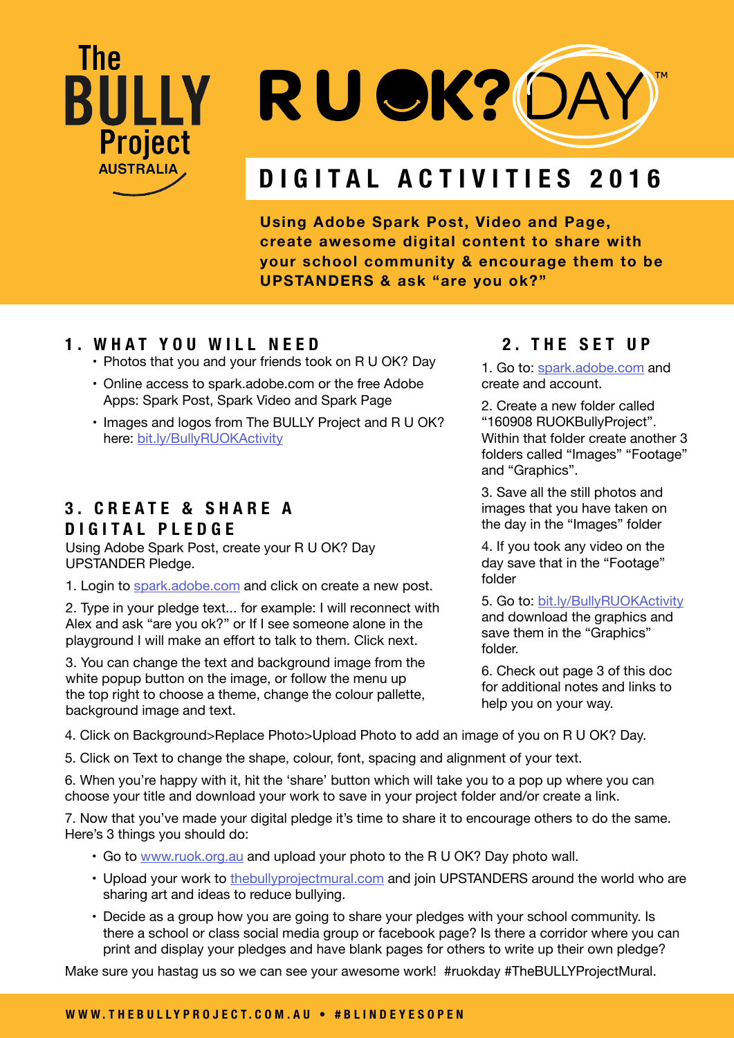The BULLY Project AUSTRALIA

# R U OK? DAY™

## DIGITAL ACTIVITIES 2016

**Using Adobe Spark Post, Video and Page, create awesome digital content to share with your school community & encourage them to be UPSTANDERS & ask "are you ok?"**

### 1. WHAT YOU WILL NEED

- Photos that you and your friends took on R U OK? Day
- Online access to spark.adobe.com or the free Adobe Apps: Spark Post, Spark Video and Spark Page
- Images and logos from The BULLY Project and R U OK? here: bit.ly/BullyRUOKActivity

### 2. THE SET UP

1. Go to: spark.adobe.com and create and account.

2. Create a new folder called "160908 RUOKBullyProject". Within that folder create another 3 folders called "Images" "Footage" and "Graphics".

3. Save all the still photos and images that you have taken on the day in the "Images" folder

4. If you took any video on the day save that in the "Footage" folder

5. Go to: bit.ly/BullyRUOKActivity and download the graphics and save them in the "Graphics" folder.

6. Check out page 3 of this doc for additional notes and links to help you on your way.

### 3. CREATE & SHARE A DIGITAL PLEDGE

Using Adobe Spark Post, create your R U OK? Day UPSTANDER Pledge.

1. Login to spark.adobe.com and click on create a new post.

2. Type in your pledge text... for example: I will reconnect with Alex and ask "are you ok?" or If I see someone alone in the playground I will make an effort to talk to them. Click next.

3. You can change the text and background image from the white popup button on the image, or follow the menu up the top right to choose a theme, change the colour pallette, background image and text.

4. Click on Background>Replace Photo>Upload Photo to add an image of you on R U OK? Day.

5. Click on Text to change the shape, colour, font, spacing and alignment of your text.

6. When you're happy with it, hit the 'share' button which will take you to a pop up where you can choose your title and download your work to save in your project folder and/or create a link.

7. Now that you've made your digital pledge it's time to share it to encourage others to do the same. Here's 3 things you should do:

- Go to www.ruok.org.au and upload your photo to the R U OK? Day photo wall.
- Upload your work to thebullyprojectmural.com and join UPSTANDERS around the world who are sharing art and ideas to reduce bullying.
- Decide as a group how you are going to share your pledges with your school community. Is there a school or class social media group or facebook page? Is there a corridor where you can print and display your pledges and have blank pages for others to write up their own pledge?

Make sure you hastag us so we can see your awesome work! #ruokday #TheBULLYProjectMural.

WWW.THEBULLYPROJECT.COM.AU • #BLINDEYESOPEN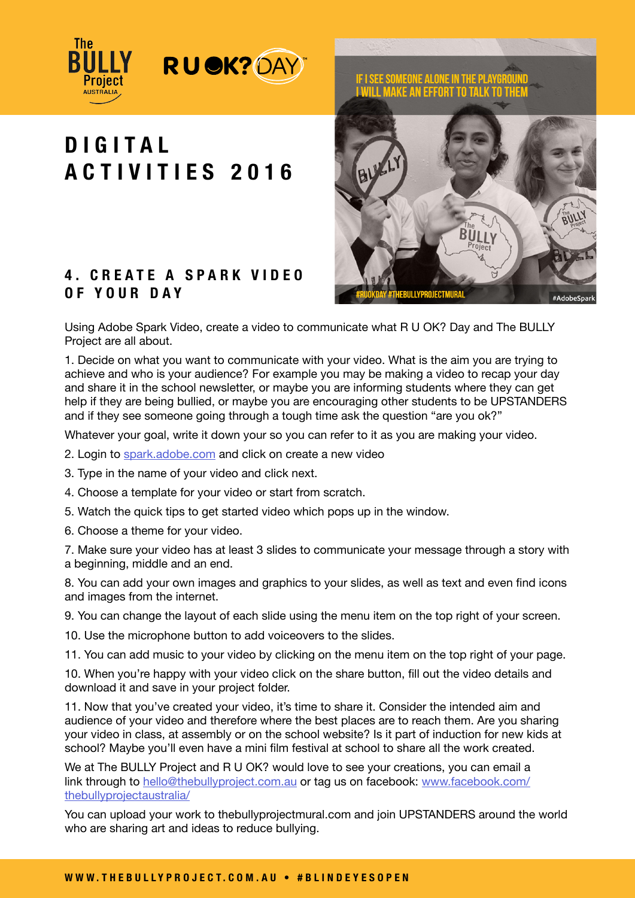# DIGITAL ACTIVITIES 2016

## 4. CREATE A SPARK VIDEO OF YOUR DAY

Using Adobe Spark Video, create a video to communicate what R U OK? Day and The BULLY Project are all about.

1. Decide on what you want to communicate with your video. What is the aim you are trying to achieve and who is your audience? For example you may be making a video to recap your day and share it in the school newsletter, or maybe you are informing students where they can get help if they are being bullied, or maybe you are encouraging other students to be UPSTANDERS and if they see someone going through a tough time ask the question "are you ok?"

Whatever your goal, write it down your so you can refer to it as you are making your video.

2. Login to [spark.adobe.com](spark.adobe.com) and click on create a new video

3. Type in the name of your video and click next.

4. Choose a template for your video or start from scratch.

5. Watch the quick tips to get started video which pops up in the window.

6. Choose a theme for your video.

7. Make sure your video has at least 3 slides to communicate your message through a story with a beginning, middle and an end.

8. You can add your own images and graphics to your slides, as well as text and even find icons and images from the internet.

9. You can change the layout of each slide using the menu item on the top right of your screen.

10. Use the microphone button to add voiceovers to the slides.

11. You can add music to your video by clicking on the menu item on the top right of your page.

10. When you're happy with your video click on the share button, fill out the video details and download it and save in your project folder.

11. Now that you've created your video, it's time to share it. Consider the intended aim and audience of your video and therefore where the best places are to reach them. Are you sharing your video in class, at assembly or on the school website? Is it part of induction for new kids at school? Maybe you'll even have a mini film festival at school to share all the work created.

We at The BULLY Project and R U OK? would love to see your creations, you can email a link through to [hello@thebullyproject.com.au](mailto:hello@thebullyproject.com.au) or tag us on facebook: [www.facebook.com/thebullyprojectaustralia/](www.facebook.com/thebullyprojectaustralia/)

You can upload your work to thebullyprojectmural.com and join UPSTANDERS around the world who are sharing art and ideas to reduce bullying.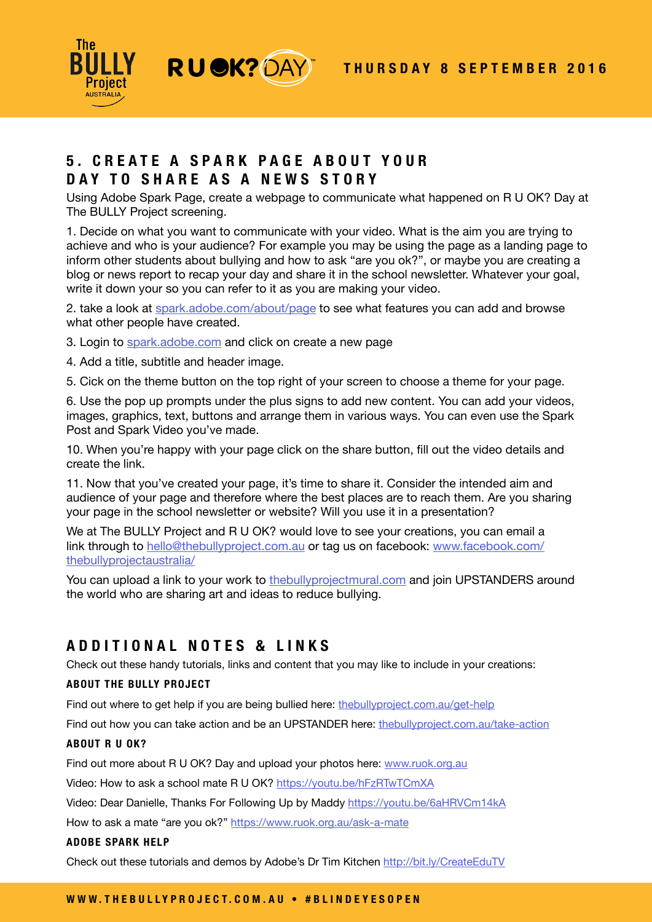## 5. CREATE A SPARK PAGE ABOUT YOUR DAY TO SHARE AS A NEWS STORY

Using Adobe Spark Page, create a webpage to communicate what happened on R U OK? Day at The BULLY Project screening.

1. Decide on what you want to communicate with your video. What is the aim you are trying to achieve and who is your audience? For example you may be using the page as a landing page to inform other students about bullying and how to ask “are you ok?”, or maybe you are creating a blog or news report to recap your day and share it in the school newsletter. Whatever your goal, write it down your so you can refer to it as you are making your video.

2. take a look at [spark.adobe.com/about/page](spark.adobe.com/about/page) to see what features you can add and browse what other people have created.

3. Login to [spark.adobe.com](spark.adobe.com) and click on create a new page

4. Add a title, subtitle and header image.

5. Cick on the theme button on the top right of your screen to choose a theme for your page.

6. Use the pop up prompts under the plus signs to add new content. You can add your videos, images, graphics, text, buttons and arrange them in various ways. You can even use the Spark Post and Spark Video you've made.

10. When you're happy with your page click on the share button, fill out the video details and create the link.

11. Now that you've created your page, it's time to share it. Consider the intended aim and audience of your page and therefore where the best places are to reach them. Are you sharing your page in the school newsletter or website? Will you use it in a presentation?

We at The BULLY Project and R U OK? would love to see your creations, you can email a link through to hello@thebullyproject.com.au or tag us on facebook: [www.facebook.com/thebullyprojectaustralia/](www.facebook.com/thebullyprojectaustralia/)

You can upload a link to your work to [thebullyprojectmural.com](thebullyprojectmural.com) and join UPSTANDERS around the world who are sharing art and ideas to reduce bullying.

## ADDITIONAL NOTES & LINKS

Check out these handy tutorials, links and content that you may like to include in your creations:

### ABOUT THE BULLY PROJECT

Find out where to get help if you are being bullied here: [thebullyproject.com.au/get-help](thebullyproject.com.au/get-help)

Find out how you can take action and be an UPSTANDER here: [thebullyproject.com.au/take-action](thebullyproject.com.au/take-action)

### ABOUT R U OK?

Find out more about R U OK? Day and upload your photos here: [www.ruok.org.au](www.ruok.org.au)

Video: How to ask a school mate R U OK? https://youtu.be/hFzRTwTCmXA

Video: Dear Danielle, Thanks For Following Up by Maddy https://youtu.be/6aHRVCm14kA

How to ask a mate “are you ok?” https://www.ruok.org.au/ask-a-mate

### ADOBE SPARK HELP

Check out these tutorials and demos by Adobe's Dr Tim Kitchen http://bit.ly/CreateEduTV